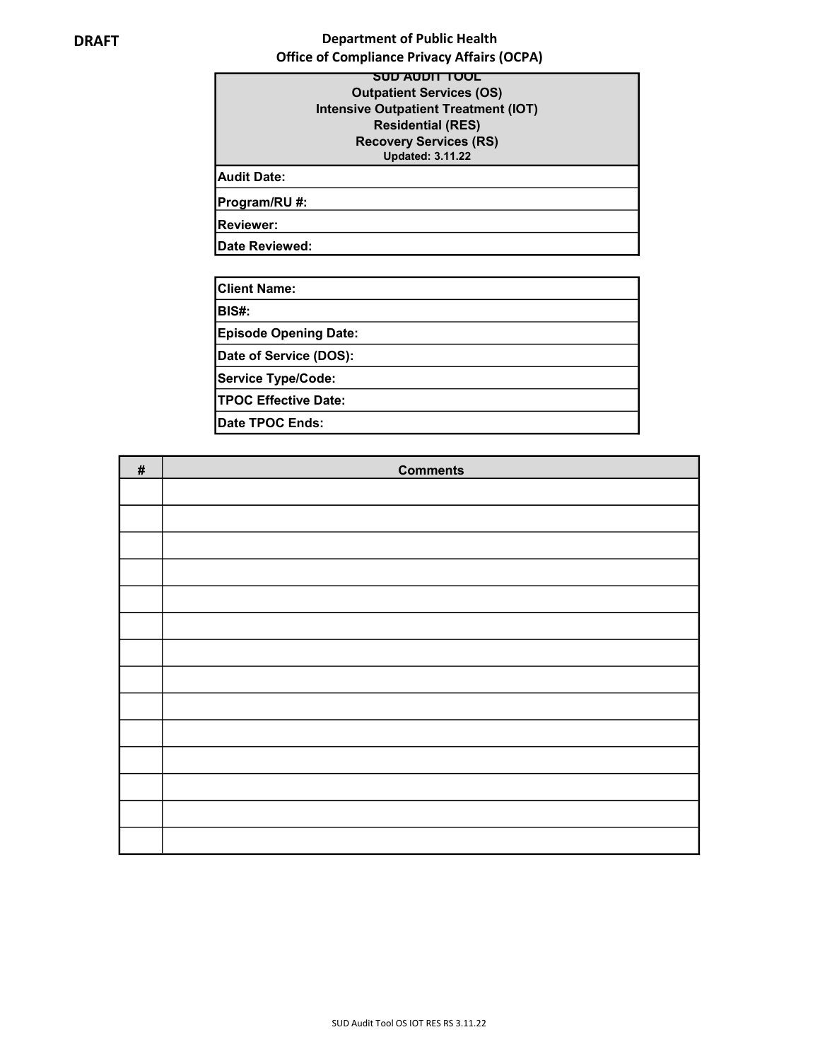**DRAFT**

# Department of Public Health
## Office of Compliance Privacy Affairs (OCPA)

**SUD AUDIT TOOL**
**Outpatient Services (OS)**
**Intensive Outpatient Treatment (IOT)**
**Residential (RES)**
**Recovery Services (RS)**
**Updated: 3.11.22**

| |
|---|
| **Audit Date:** |
| **Program/RU #:** |
| **Reviewer:** |
| **Date Reviewed:** |

| |
|---|
| **Client Name:** |
| **BIS#:** |
| **Episode Opening Date:** |
| **Date of Service (DOS):** |
| **Service Type/Code:** |
| **TPOC Effective Date:** |
| **Date TPOC Ends:** |

| # | Comments |
|---|---|
| | |
| | |
| | |
| | |
| | |
| | |
| | |
| | |
| | |
| | |
| | |
| | |
| | |
| | |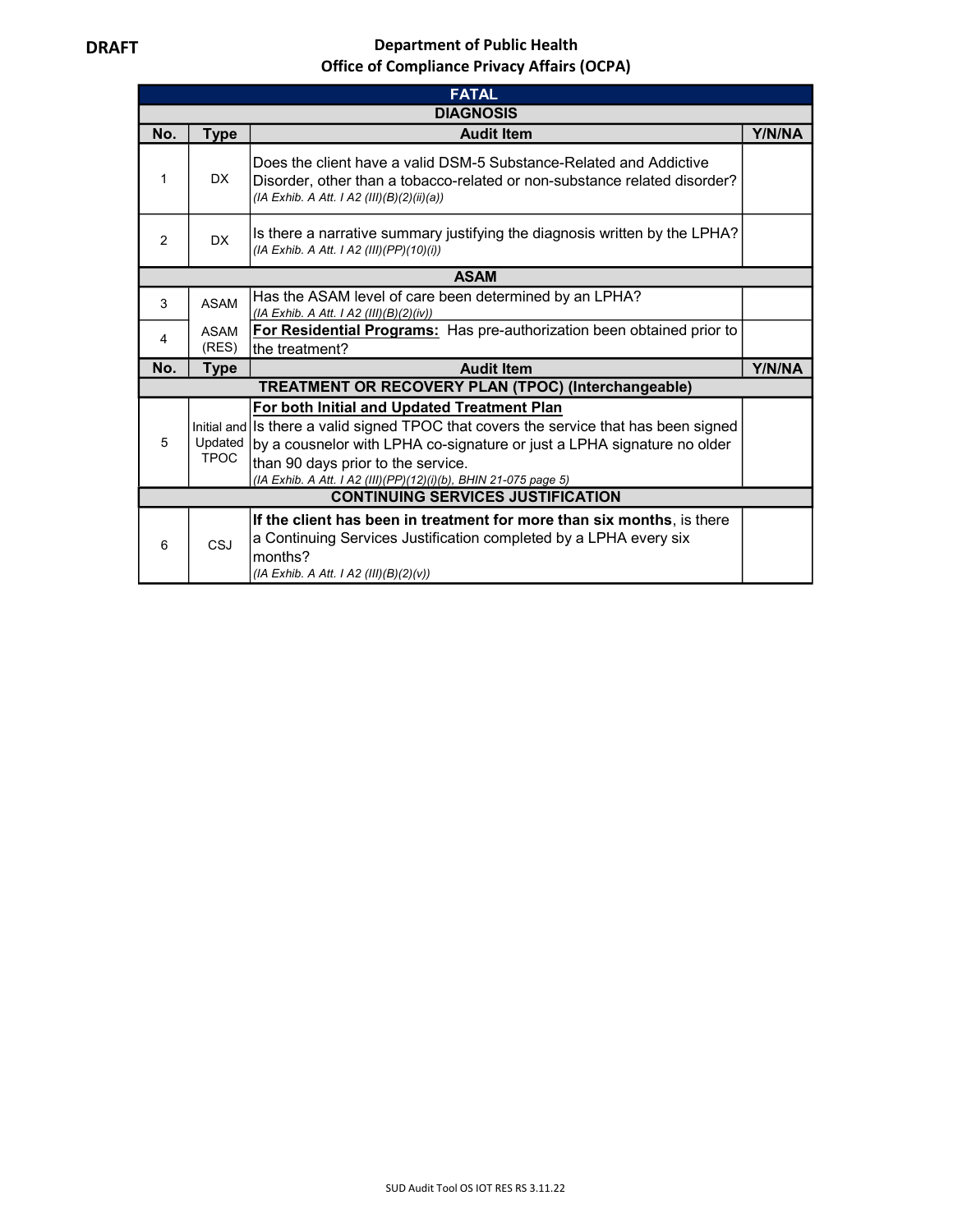**DRAFT**

**Department of Public Health**
**Office of Compliance Privacy Affairs (OCPA)**

| FATAL | | | |
|---|---|---|---|
| **DIAGNOSIS** | | | |
| **No.** | **Type** | **Audit Item** | **Y/N/NA** |
| 1 | DX | Does the client have a valid DSM-5 Substance-Related and Addictive Disorder, other than a tobacco-related or non-substance related disorder? *(IA Exhib. A Att. I A2 (III)(B)(2)(ii)(a))* | |
| 2 | DX | Is there a narrative summary justifying the diagnosis written by the LPHA? *(IA Exhib. A Att. I A2 (III)(PP)(10)(i))* | |
| **ASAM** | | | |
| 3 | ASAM | Has the ASAM level of care been determined by an LPHA? *(IA Exhib. A Att. I A2 (III)(B)(2)(iv))* | |
| 4 | ASAM (RES) | **For Residential Programs:** Has pre-authorization been obtained prior to the treatment? | |
| **No.** | **Type** | **Audit Item** | **Y/N/NA** |
| **TREATMENT OR RECOVERY PLAN (TPOC) (Interchangeable)** | | | |
| 5 | Initial and Updated TPOC | **For both Initial and Updated Treatment Plan** Is there a valid signed TPOC that covers the service that has been signed by a cousnelor with LPHA co-signature or just a LPHA signature no older than 90 days prior to the service. *(IA Exhib. A Att. I A2 (III)(PP)(12)(i)(b), BHIN 21-075 page 5)* | |
| **CONTINUING SERVICES JUSTIFICATION** | | | |
| 6 | CSJ | **If the client has been in treatment for more than six months**, is there a Continuing Services Justification completed by a LPHA every six months? *(IA Exhib. A Att. I A2 (III)(B)(2)(v))* | |

SUD Audit Tool OS IOT RES RS 3.11.22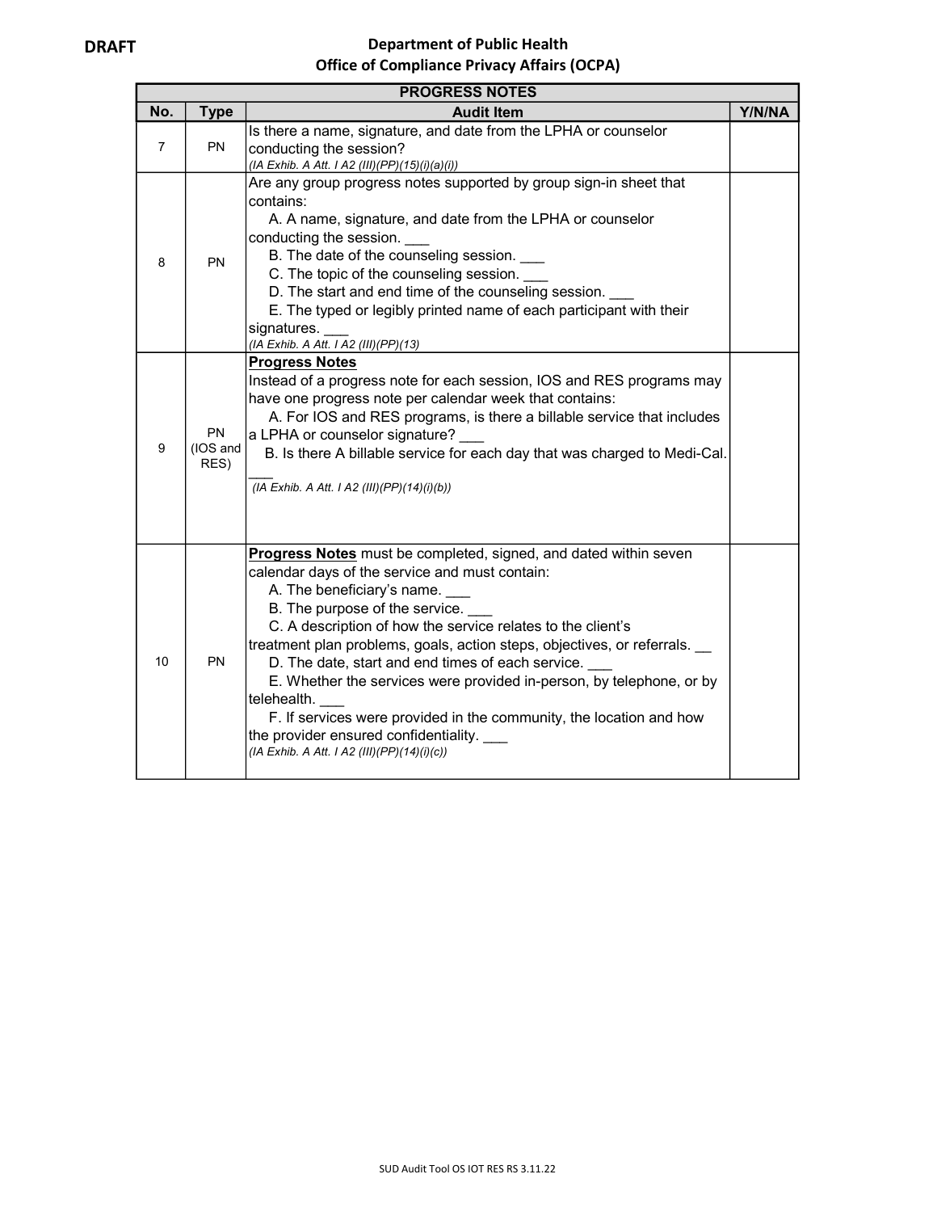**DRAFT**

**Department of Public Health**
**Office of Compliance Privacy Affairs (OCPA)**

| PROGRESS NOTES | | | |
|---|---|---|---|
| **No.** | **Type** | **Audit Item** | **Y/N/NA** |
| 7 | PN | Is there a name, signature, and date from the LPHA or counselor conducting the session?<br>*(IA Exhib. A Att. I A2 (III)(PP)(15)(i)(a)(i))* | |
| 8 | PN | Are any group progress notes supported by group sign-in sheet that contains:<br>A. A name, signature, and date from the LPHA or counselor conducting the session. ___<br>B. The date of the counseling session. ___<br>C. The topic of the counseling session. ___<br>D. The start and end time of the counseling session. ___<br>E. The typed or legibly printed name of each participant with their signatures. ___<br>*(IA Exhib. A Att. I A2 (III)(PP)(13)* | |
| 9 | PN (IOS and RES) | **<u>Progress Notes</u>**<br>Instead of a progress note for each session, IOS and RES programs may have one progress note per calendar week that contains:<br>A. For IOS and RES programs, is there a billable service that includes a LPHA or counselor signature? ___<br>B. Is there A billable service for each day that was charged to Medi-Cal. ___<br>*(IA Exhib. A Att. I A2 (III)(PP)(14)(i)(b))* | |
| 10 | PN | **<u>Progress Notes</u>** must be completed, signed, and dated within seven calendar days of the service and must contain:<br>A. The beneficiary's name. ___<br>B. The purpose of the service. ___<br>C. A description of how the service relates to the client's treatment plan problems, goals, action steps, objectives, or referrals. __<br>D. The date, start and end times of each service. ___<br>E. Whether the services were provided in-person, by telephone, or by telehealth. ___<br>F. If services were provided in the community, the location and how the provider ensured confidentiality. ___<br>*(IA Exhib. A Att. I A2 (III)(PP)(14)(i)(c))* | |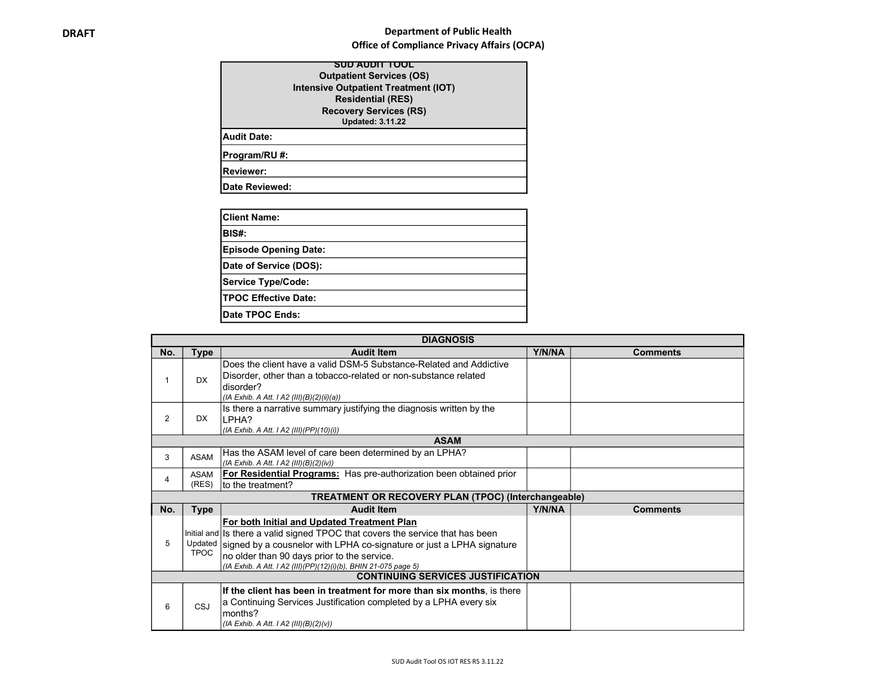**DRAFT**

**Department of Public Health**
**Office of Compliance Privacy Affairs (OCPA)**

| SUD AUDIT TOOL<br>Outpatient Services (OS)<br>Intensive Outpatient Treatment (IOT)<br>Residential (RES)<br>Recovery Services (RS)<br>Updated: 3.11.22 |
|---|
| **Audit Date:** |
| **Program/RU #:** |
| **Reviewer:** |
| **Date Reviewed:** |

| **Client Name:** |
|---|
| **BIS#:** |
| **Episode Opening Date:** |
| **Date of Service (DOS):** |
| **Service Type/Code:** |
| **TPOC Effective Date:** |
| **Date TPOC Ends:** |

| No. | Type | Audit Item | Y/N/NA | Comments |
|---|---|---|---|---|
| **DIAGNOSIS** | | | | |
| 1 | DX | Does the client have a valid DSM-5 Substance-Related and Addictive Disorder, other than a tobacco-related or non-substance related disorder? *(IA Exhib. A Att. I A2 (III)(B)(2)(ii)(a))* | | |
| 2 | DX | Is there a narrative summary justifying the diagnosis written by the LPHA? *(IA Exhib. A Att. I A2 (III)(PP)(10)(i))* | | |
| **ASAM** | | | | |
| 3 | ASAM | Has the ASAM level of care been determined by an LPHA? *(IA Exhib. A Att. I A2 (III)(B)(2)(iv))* | | |
| 4 | ASAM (RES) | **For Residential Programs:** Has pre-authorization been obtained prior to the treatment? | | |
| **TREATMENT OR RECOVERY PLAN (TPOC) (Interchangeable)** | | | | |
| **No.** | **Type** | **Audit Item** | **Y/N/NA** | **Comments** |
| 5 | Initial and Updated TPOC | **For both Initial and Updated Treatment Plan** Is there a valid signed TPOC that covers the service that has been signed by a cousnelor with LPHA co-signature or just a LPHA signature no older than 90 days prior to the service. *(IA Exhib. A Att. I A2 (III)(PP)(12)(i)(b), BHIN 21-075 page 5)* | | |
| **CONTINUING SERVICES JUSTIFICATION** | | | | |
| 6 | CSJ | **If the client has been in treatment for more than six months**, is there a Continuing Services Justification completed by a LPHA every six months? *(IA Exhib. A Att. I A2 (III)(B)(2)(v))* | | |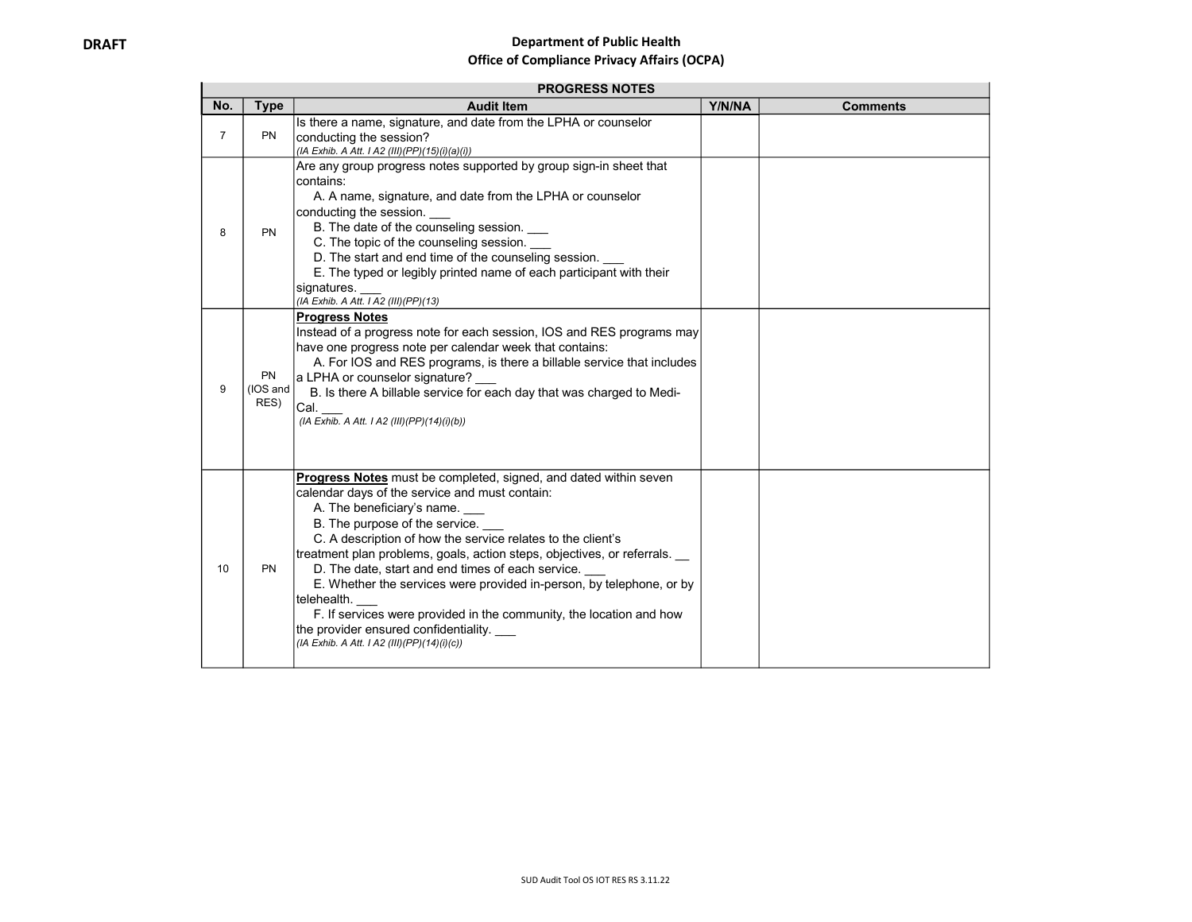DRAFT

**Department of Public Health**
**Office of Compliance Privacy Affairs (OCPA)**

| PROGRESS NOTES | | | | |
|---|---|---|---|---|
| **No.** | **Type** | **Audit Item** | **Y/N/NA** | **Comments** |
| 7 | PN | Is there a name, signature, and date from the LPHA or counselor conducting the session?<br>*(IA Exhib. A Att. I A2 (III)(PP)(15)(i)(a)(i))* | | |
| 8 | PN | Are any group progress notes supported by group sign-in sheet that contains:<br>A. A name, signature, and date from the LPHA or counselor conducting the session. ___<br>B. The date of the counseling session. ___<br>C. The topic of the counseling session. ___<br>D. The start and end time of the counseling session. ___<br>E. The typed or legibly printed name of each participant with their signatures. ___<br>*(IA Exhib. A Att. I A2 (III)(PP)(13)* | | |
| 9 | PN (IOS and RES) | **<u>Progress Notes</u>**<br>Instead of a progress note for each session, IOS and RES programs may have one progress note per calendar week that contains:<br>A. For IOS and RES programs, is there a billable service that includes a LPHA or counselor signature? ___<br>B. Is there A billable service for each day that was charged to Medi-Cal. ___<br>*(IA Exhib. A Att. I A2 (III)(PP)(14)(i)(b))* | | |
| 10 | PN | **<u>Progress Notes</u>** must be completed, signed, and dated within seven calendar days of the service and must contain:<br>A. The beneficiary's name. ___<br>B. The purpose of the service. ___<br>C. A description of how the service relates to the client's treatment plan problems, goals, action steps, objectives, or referrals. __<br>D. The date, start and end times of each service. ___<br>E. Whether the services were provided in-person, by telephone, or by telehealth. ___<br>F. If services were provided in the community, the location and how the provider ensured confidentiality. ___<br>*(IA Exhib. A Att. I A2 (III)(PP)(14)(i)(c))* | | |

SUD Audit Tool OS IOT RES RS 3.11.22